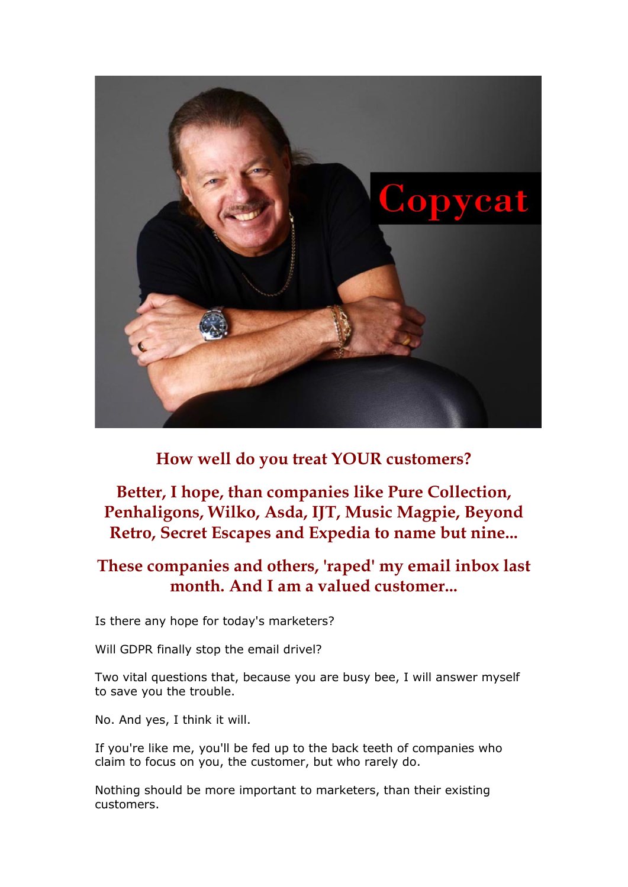## How well do you treat YOUR customers?

## Better, I hope, than companies like Pure Collection, Penhaligons, Wilko, Asda, IJT, Music Magpie, Beyond Retro, Secret Escapes and Expedia to name but nine...

## These companies and others, 'raped' my email inbox last month. And I am a valued customer...

Is there any hope for today's marketers?

Will GDPR finally stop the email drivel?

Two vital questions that, because you are busy bee, I will answer myself to save you the trouble.

No. And yes, I think it will.

If you're like me, you'll be fed up to the back teeth of companies who claim to focus on you, the customer, but who rarely do.

Nothing should be more important to marketers, than their existing customers.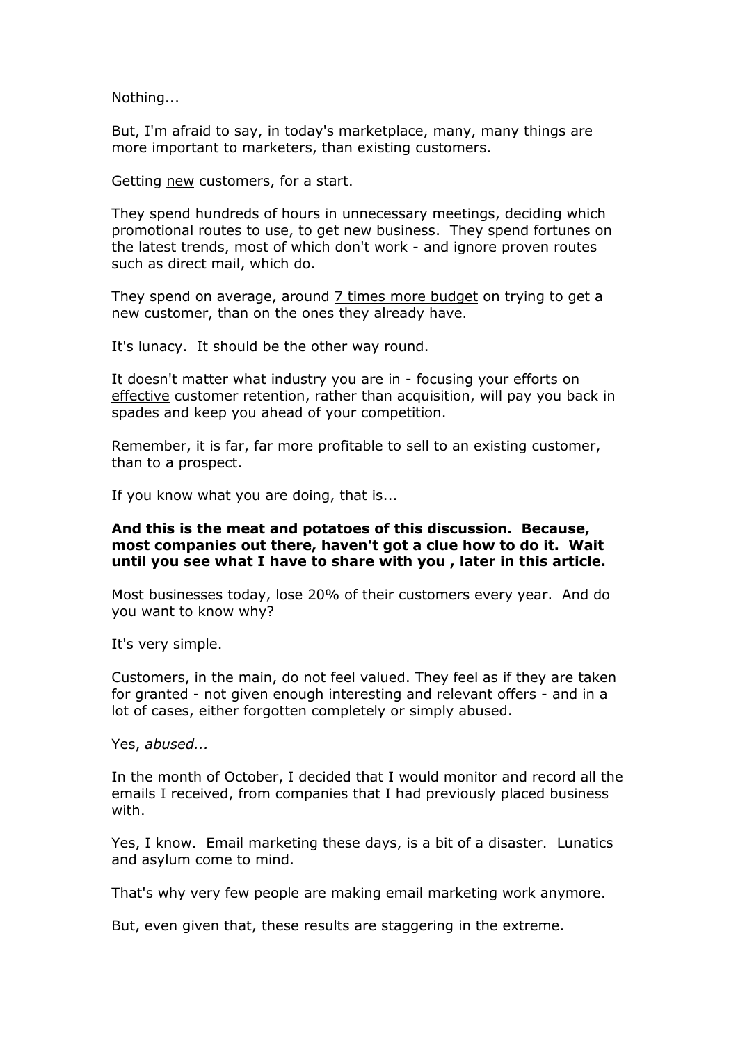Nothing...

But, I'm afraid to say, in today's marketplace, many, many things are more important to marketers, than existing customers.

Getting <u>new</u> customers, for a start.

They spend hundreds of hours in unnecessary meetings, deciding which promotional routes to use, to get new business. They spend fortunes on the latest trends, most of which don't work - and ignore proven routes such as direct mail, which do.

They spend on average, around <u>7 times more budget</u> on trying to get a new customer, than on the ones they already have.

It's lunacy. It should be the other way round.

It doesn't matter what industry you are in - focusing your efforts on <u>effective</u> customer retention, rather than acquisition, will pay you back in spades and keep you ahead of your competition.

Remember, it is far, far more profitable to sell to an existing customer, than to a prospect.

If you know what you are doing, that is...

**And this is the meat and potatoes of this discussion. Because, most companies out there, haven't got a clue how to do it. Wait until you see what I have to share with you , later in this article.**

Most businesses today, lose 20% of their customers every year. And do you want to know why?

It's very simple.

Customers, in the main, do not feel valued. They feel as if they are taken for granted - not given enough interesting and relevant offers - and in a lot of cases, either forgotten completely or simply abused.

Yes, *abused...*

In the month of October, I decided that I would monitor and record all the emails I received, from companies that I had previously placed business with.

Yes, I know. Email marketing these days, is a bit of a disaster. Lunatics and asylum come to mind.

That's why very few people are making email marketing work anymore.

But, even given that, these results are staggering in the extreme.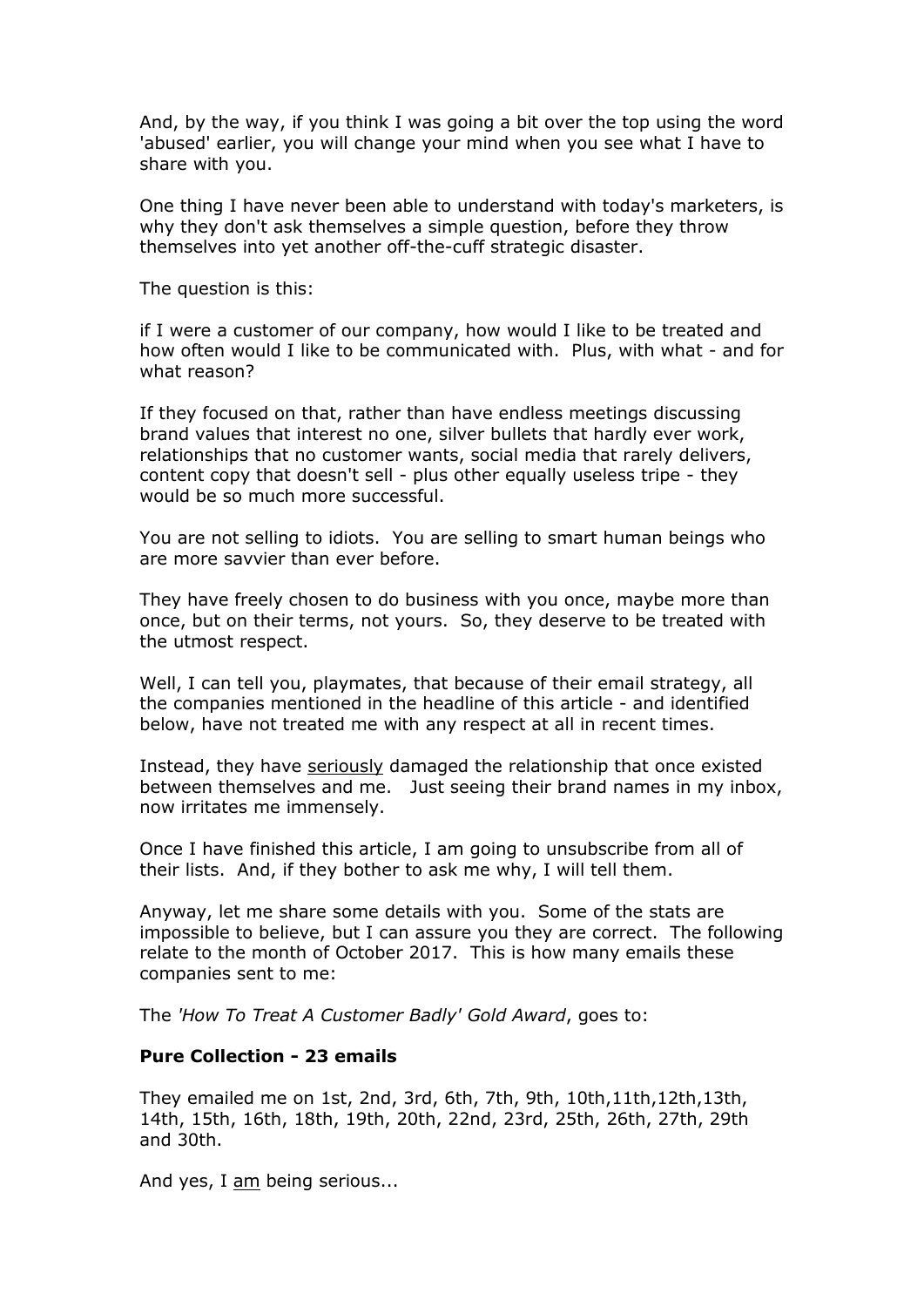And, by the way, if you think I was going a bit over the top using the word 'abused' earlier, you will change your mind when you see what I have to share with you.

One thing I have never been able to understand with today's marketers, is why they don't ask themselves a simple question, before they throw themselves into yet another off-the-cuff strategic disaster.

The question is this:

if I were a customer of our company, how would I like to be treated and how often would I like to be communicated with. Plus, with what - and for what reason?

If they focused on that, rather than have endless meetings discussing brand values that interest no one, silver bullets that hardly ever work, relationships that no customer wants, social media that rarely delivers, content copy that doesn't sell - plus other equally useless tripe - they would be so much more successful.

You are not selling to idiots. You are selling to smart human beings who are more savvier than ever before.

They have freely chosen to do business with you once, maybe more than once, but on their terms, not yours. So, they deserve to be treated with the utmost respect.

Well, I can tell you, playmates, that because of their email strategy, all the companies mentioned in the headline of this article - and identified below, have not treated me with any respect at all in recent times.

Instead, they have <u>seriously</u> damaged the relationship that once existed between themselves and me. Just seeing their brand names in my inbox, now irritates me immensely.

Once I have finished this article, I am going to unsubscribe from all of their lists. And, if they bother to ask me why, I will tell them.

Anyway, let me share some details with you. Some of the stats are impossible to believe, but I can assure you they are correct. The following relate to the month of October 2017. This is how many emails these companies sent to me:

The *'How To Treat A Customer Badly' Gold Award*, goes to:

**Pure Collection - 23 emails**

They emailed me on 1st, 2nd, 3rd, 6th, 7th, 9th, 10th,11th,12th,13th, 14th, 15th, 16th, 18th, 19th, 20th, 22nd, 23rd, 25th, 26th, 27th, 29th and 30th.

And yes, I <u>am</u> being serious...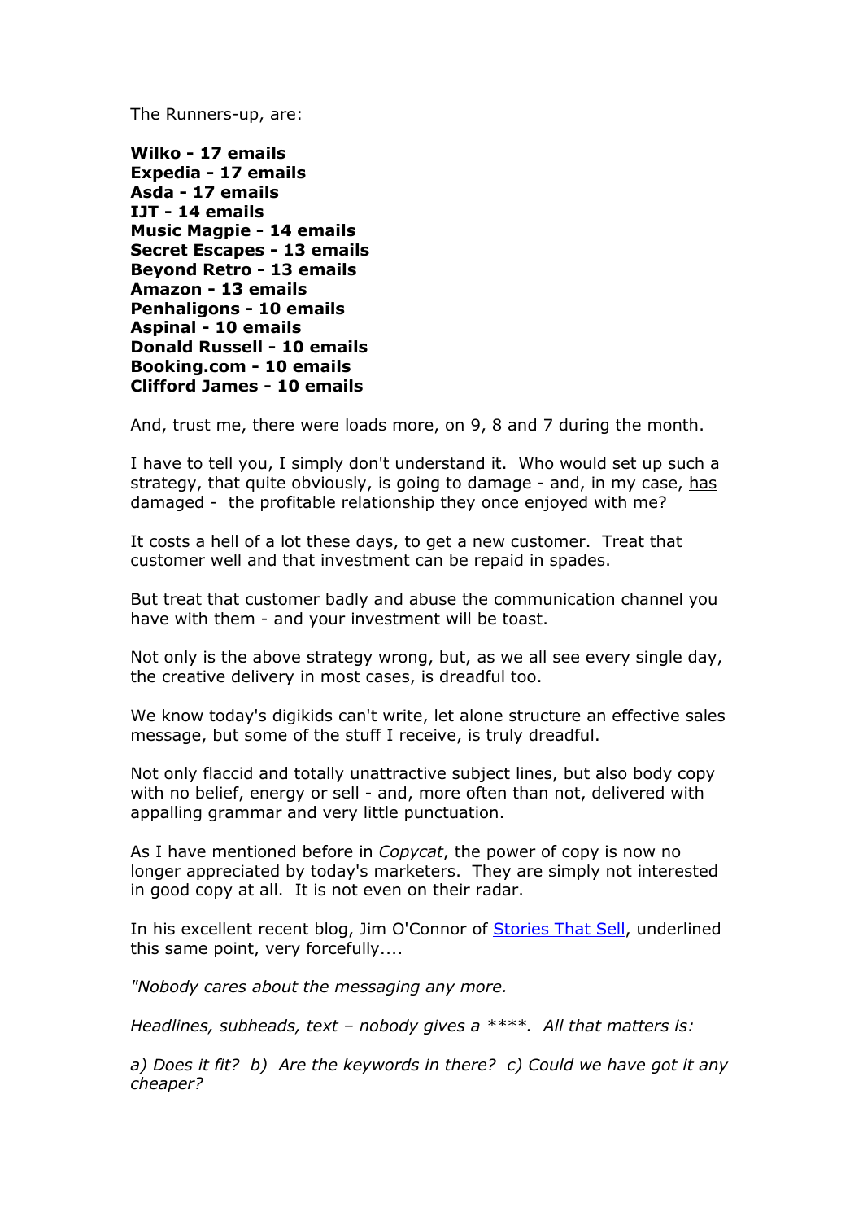The Runners-up, are:

**Wilko - 17 emails**
**Expedia - 17 emails**
**Asda - 17 emails**
**IJT - 14 emails**
**Music Magpie - 14 emails**
**Secret Escapes - 13 emails**
**Beyond Retro - 13 emails**
**Amazon - 13 emails**
**Penhaligons - 10 emails**
**Aspinal - 10 emails**
**Donald Russell - 10 emails**
**Booking.com - 10 emails**
**Clifford James - 10 emails**

And, trust me, there were loads more, on 9, 8 and 7 during the month.

I have to tell you, I simply don't understand it. Who would set up such a strategy, that quite obviously, is going to damage - and, in my case, <u>has</u> damaged - the profitable relationship they once enjoyed with me?

It costs a hell of a lot these days, to get a new customer. Treat that customer well and that investment can be repaid in spades.

But treat that customer badly and abuse the communication channel you have with them - and your investment will be toast.

Not only is the above strategy wrong, but, as we all see every single day, the creative delivery in most cases, is dreadful too.

We know today's digikids can't write, let alone structure an effective sales message, but some of the stuff I receive, is truly dreadful.

Not only flaccid and totally unattractive subject lines, but also body copy with no belief, energy or sell - and, more often than not, delivered with appalling grammar and very little punctuation.

As I have mentioned before in *Copycat*, the power of copy is now no longer appreciated by today's marketers. They are simply not interested in good copy at all. It is not even on their radar.

In his excellent recent blog, Jim O'Connor of [Stories That Sell](), underlined this same point, very forcefully....

*"Nobody cares about the messaging any more.*

*Headlines, subheads, text – nobody gives a \*\*\*\*. All that matters is:*

*a) Does it fit? b) Are the keywords in there? c) Could we have got it any cheaper?*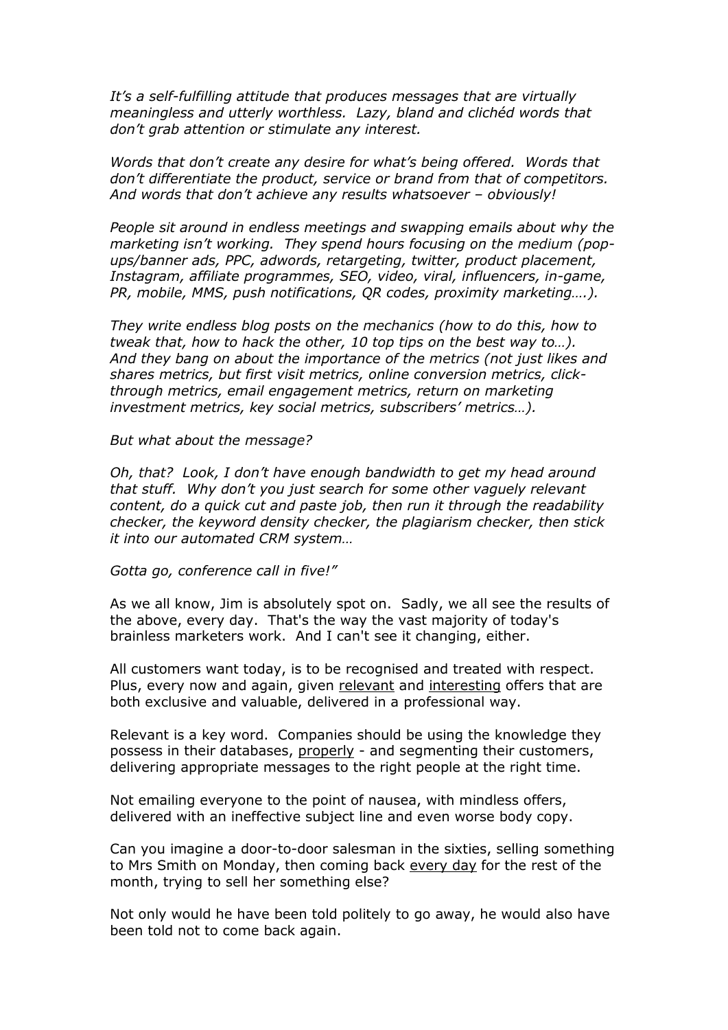*It's a self-fulfilling attitude that produces messages that are virtually meaningless and utterly worthless. Lazy, bland and clichéd words that don't grab attention or stimulate any interest.*

*Words that don't create any desire for what's being offered. Words that don't differentiate the product, service or brand from that of competitors. And words that don't achieve any results whatsoever – obviously!*

*People sit around in endless meetings and swapping emails about why the marketing isn't working. They spend hours focusing on the medium (pop-ups/banner ads, PPC, adwords, retargeting, twitter, product placement, Instagram, affiliate programmes, SEO, video, viral, influencers, in-game, PR, mobile, MMS, push notifications, QR codes, proximity marketing….).*

*They write endless blog posts on the mechanics (how to do this, how to tweak that, how to hack the other, 10 top tips on the best way to…). And they bang on about the importance of the metrics (not just likes and shares metrics, but first visit metrics, online conversion metrics, click-through metrics, email engagement metrics, return on marketing investment metrics, key social metrics, subscribers' metrics…).*

*But what about the message?*

*Oh, that? Look, I don't have enough bandwidth to get my head around that stuff. Why don't you just search for some other vaguely relevant content, do a quick cut and paste job, then run it through the readability checker, the keyword density checker, the plagiarism checker, then stick it into our automated CRM system…*

*Gotta go, conference call in five!"*

As we all know, Jim is absolutely spot on. Sadly, we all see the results of the above, every day. That's the way the vast majority of today's brainless marketers work. And I can't see it changing, either.

All customers want today, is to be recognised and treated with respect. Plus, every now and again, given <u>relevant</u> and <u>interesting</u> offers that are both exclusive and valuable, delivered in a professional way.

Relevant is a key word. Companies should be using the knowledge they possess in their databases, <u>properly</u> - and segmenting their customers, delivering appropriate messages to the right people at the right time.

Not emailing everyone to the point of nausea, with mindless offers, delivered with an ineffective subject line and even worse body copy.

Can you imagine a door-to-door salesman in the sixties, selling something to Mrs Smith on Monday, then coming back <u>every day</u> for the rest of the month, trying to sell her something else?

Not only would he have been told politely to go away, he would also have been told not to come back again.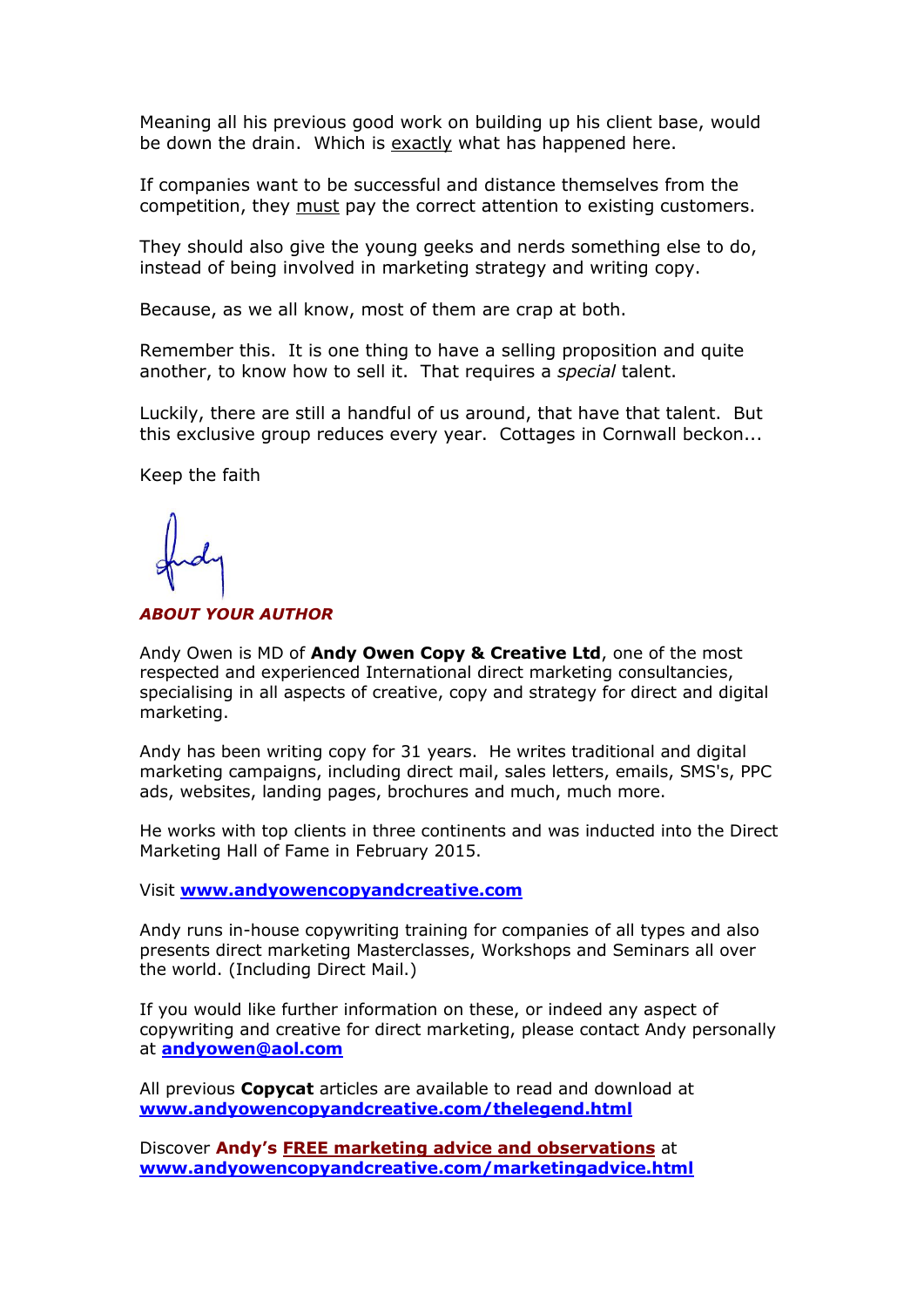Meaning all his previous good work on building up his client base, would be down the drain. Which is exactly what has happened here.

If companies want to be successful and distance themselves from the competition, they must pay the correct attention to existing customers.

They should also give the young geeks and nerds something else to do, instead of being involved in marketing strategy and writing copy.

Because, as we all know, most of them are crap at both.

Remember this. It is one thing to have a selling proposition and quite another, to know how to sell it. That requires a *special* talent.

Luckily, there are still a handful of us around, that have that talent. But this exclusive group reduces every year. Cottages in Cornwall beckon...

Keep the faith

Andy

***ABOUT YOUR AUTHOR***

Andy Owen is MD of **Andy Owen Copy & Creative Ltd**, one of the most respected and experienced International direct marketing consultancies, specialising in all aspects of creative, copy and strategy for direct and digital marketing.

Andy has been writing copy for 31 years. He writes traditional and digital marketing campaigns, including direct mail, sales letters, emails, SMS's, PPC ads, websites, landing pages, brochures and much, much more.

He works with top clients in three continents and was inducted into the Direct Marketing Hall of Fame in February 2015.

Visit **www.andyowencopyandcreative.com**

Andy runs in-house copywriting training for companies of all types and also presents direct marketing Masterclasses, Workshops and Seminars all over the world. (Including Direct Mail.)

If you would like further information on these, or indeed any aspect of copywriting and creative for direct marketing, please contact Andy personally at **andyowen@aol.com**

All previous **Copycat** articles are available to read and download at **www.andyowencopyandcreative.com/thelegend.html**

Discover **Andy's FREE marketing advice and observations** at **www.andyowencopyandcreative.com/marketingadvice.html**